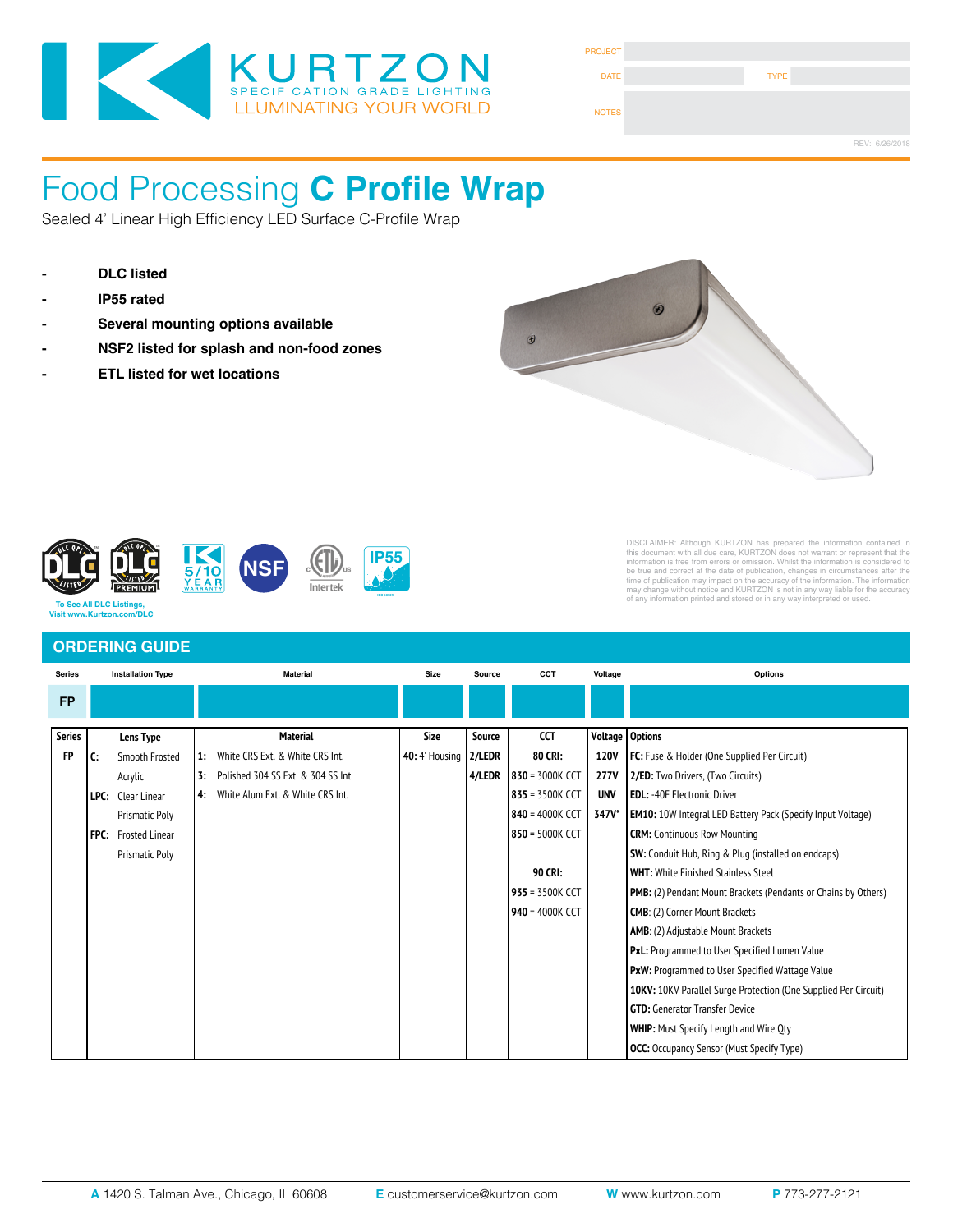KURTZON
SPECIFICATION GRADE LIGHTING
ILLUMINATING YOUR WORLD

| PROJECT | | | |
|---|---|---|---|
| DATE | | TYPE | |
| NOTES | | | |

REV: 6/26/2018

# Food Processing **C Profile Wrap**

Sealed 4' Linear High Efficiency LED Surface C-Profile Wrap

- **DLC listed**
- **IP55 rated**
- **Several mounting options available**
- **NSF2 listed for splash and non-food zones**
- **ETL listed for wet locations**

To See All DLC Listings, Visit www.Kurtzon.com/DLC

DISCLAIMER: Although KURTZON has prepared the information contained in this document with all due care, KURTZON does not warrant or represent that the information is free from errors or omission. Whilst the information is considered to be true and correct at the date of publication, changes in circumstances after the time of publication may impact on the accuracy of the information. The information may change without notice and KURTZON is not in any way liable for the accuracy of any information printed and stored or in any way interpreted or used.

## ORDERING GUIDE

| Series | Installation Type | Material | Size | Source | CCT | Voltage | Options |
|---|---|---|---|---|---|---|---|
| FP | | | | | | | |

| Series | Lens Type | Material | Size | Source | CCT | Voltage | Options |
|---|---|---|---|---|---|---|---|
| **FP** | **C:** Smooth Frosted Acrylic | **1:** White CRS Ext. & White CRS Int. | **40:** 4' Housing | **2/LEDR** | **80 CRI:** | **120V** | **FC:** Fuse & Holder (One Supplied Per Circuit) |
| | **LPC:** Clear Linear Prismatic Poly | **3:** Polished 304 SS Ext. & 304 SS Int. | | **4/LEDR** | **830** = 3000K CCT | **277V** | **2/ED:** Two Drivers, (Two Circuits) |
| | **FPC:** Frosted Linear Prismatic Poly | **4:** White Alum Ext. & White CRS Int. | | | **835** = 3500K CCT | **UNV** | **EDL:** -40F Electronic Driver |
| | | | | | **840** = 4000K CCT | **347V*** | **EM10:** 10W Integral LED Battery Pack (Specify Input Voltage) |
| | | | | | **850** = 5000K CCT | | **CRM:** Continuous Row Mounting |
| | | | | | | | **SW:** Conduit Hub, Ring & Plug (installed on endcaps) |
| | | | | | **90 CRI:** | | **WHT:** White Finished Stainless Steel |
| | | | | | **935** = 3500K CCT | | **PMB:** (2) Pendant Mount Brackets (Pendants or Chains by Others) |
| | | | | | **940** = 4000K CCT | | **CMB**: (2) Corner Mount Brackets |
| | | | | | | | **AMB**: (2) Adjustable Mount Brackets |
| | | | | | | | **PxL:** Programmed to User Specified Lumen Value |
| | | | | | | | **PxW:** Programmed to User Specified Wattage Value |
| | | | | | | | **10KV:** 10KV Parallel Surge Protection (One Supplied Per Circuit) |
| | | | | | | | **GTD:** Generator Transfer Device |
| | | | | | | | **WHIP:** Must Specify Length and Wire Qty |
| | | | | | | | **OCC:** Occupancy Sensor (Must Specify Type) |

**A** 1420 S. Talman Ave., Chicago, IL 60608 **E** customerservice@kurtzon.com **W** www.kurtzon.com **P** 773-277-2121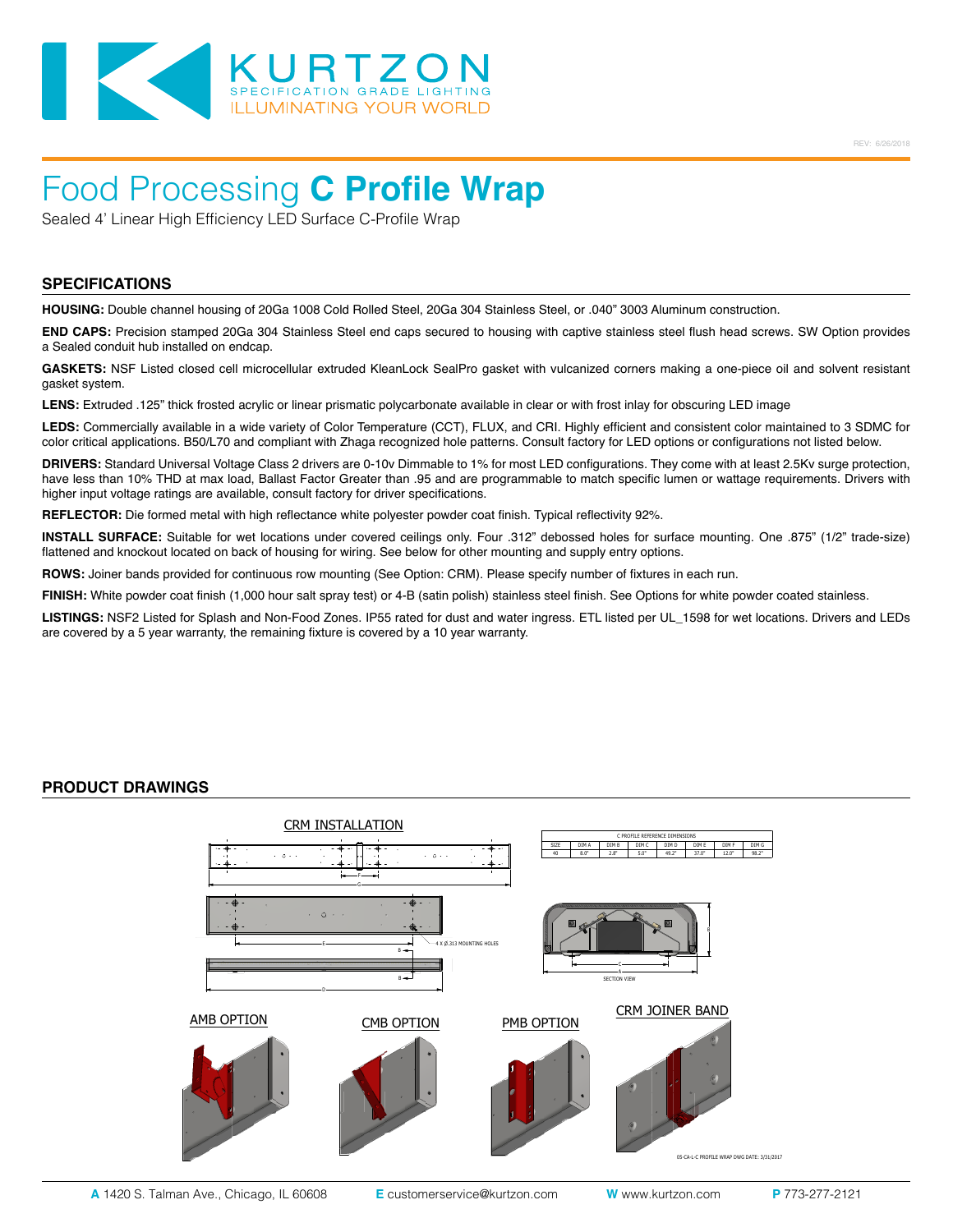# Food Processing **C Profile Wrap**

Sealed 4' Linear High Efficiency LED Surface C-Profile Wrap

## SPECIFICATIONS

**HOUSING:** Double channel housing of 20Ga 1008 Cold Rolled Steel, 20Ga 304 Stainless Steel, or .040" 3003 Aluminum construction.

**END CAPS:** Precision stamped 20Ga 304 Stainless Steel end caps secured to housing with captive stainless steel flush head screws. SW Option provides a Sealed conduit hub installed on endcap.

**GASKETS:** NSF Listed closed cell microcellular extruded KleanLock SealPro gasket with vulcanized corners making a one-piece oil and solvent resistant gasket system.

**LENS:** Extruded .125" thick frosted acrylic or linear prismatic polycarbonate available in clear or with frost inlay for obscuring LED image

**LEDS:** Commercially available in a wide variety of Color Temperature (CCT), FLUX, and CRI. Highly efficient and consistent color maintained to 3 SDMC for color critical applications. B50/L70 and compliant with Zhaga recognized hole patterns. Consult factory for LED options or configurations not listed below.

**DRIVERS:** Standard Universal Voltage Class 2 drivers are 0-10v Dimmable to 1% for most LED configurations. They come with at least 2.5Kv surge protection, have less than 10% THD at max load, Ballast Factor Greater than .95 and are programmable to match specific lumen or wattage requirements. Drivers with higher input voltage ratings are available, consult factory for driver specifications.

**REFLECTOR:** Die formed metal with high reflectance white polyester powder coat finish. Typical reflectivity 92%.

**INSTALL SURFACE:** Suitable for wet locations under covered ceilings only. Four .312" debossed holes for surface mounting. One .875" (1/2" trade-size) flattened and knockout located on back of housing for wiring. See below for other mounting and supply entry options.

**ROWS:** Joiner bands provided for continuous row mounting (See Option: CRM). Please specify number of fixtures in each run.

**FINISH:** White powder coat finish (1,000 hour salt spray test) or 4-B (satin polish) stainless steel finish. See Options for white powder coated stainless.

**LISTINGS:** NSF2 Listed for Splash and Non-Food Zones. IP55 rated for dust and water ingress. ETL listed per UL_1598 for wet locations. Drivers and LEDs are covered by a 5 year warranty, the remaining fixture is covered by a 10 year warranty.

## PRODUCT DRAWINGS

CRM INSTALLATION

C PROFILE REFERENCE DIMENSIONS

| SIZE | DIM A | DIM B | DIM C | DIM D | DIM E | DIM F | DIM G |
|---|---|---|---|---|---|---|---|
| 40 | 8.0" | 2.8" | 5.0" | 49.2" | 37.0" | 12.0" | 98.2" |

4 X Ø.313 MOUNTING HOLES

SECTION VIEW

AMB OPTION

CMB OPTION

PMB OPTION

CRM JOINER BAND

05-CA-L-C PROFILE WRAP DWG DATE: 3/31/2017

**A** 1420 S. Talman Ave., Chicago, IL 60608 **E** customerservice@kurtzon.com **W** www.kurtzon.com **P** 773-277-2121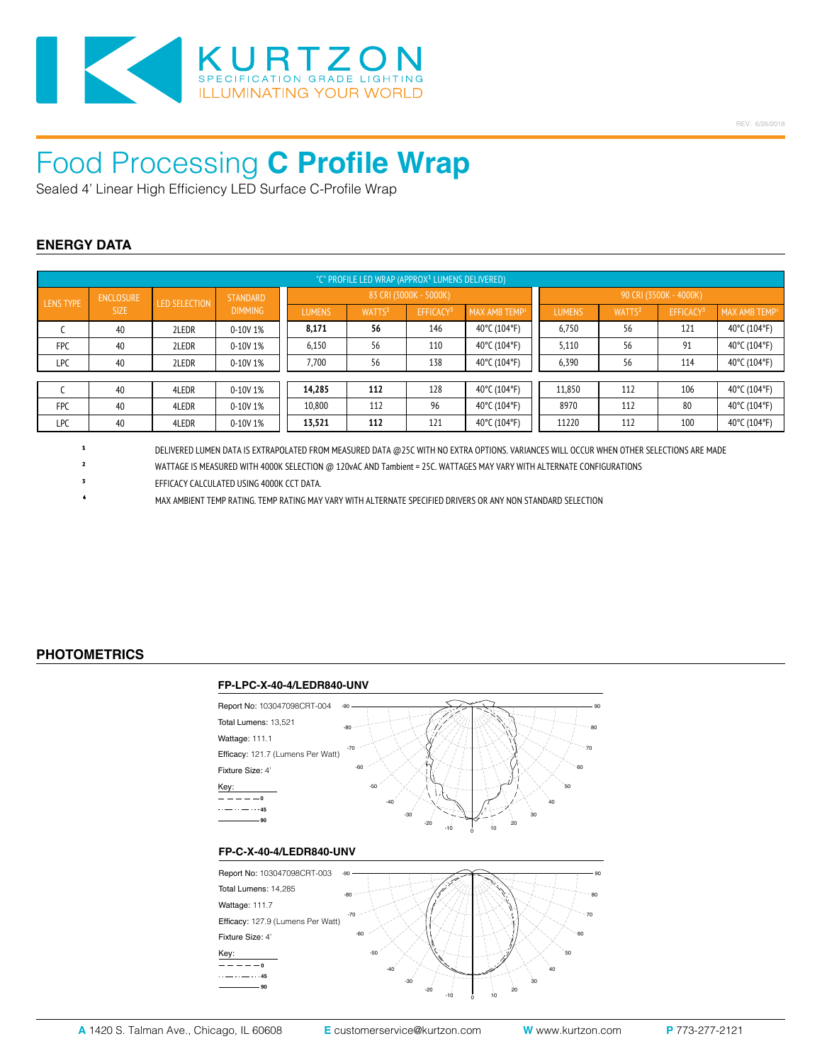KURTZON
SPECIFICATION GRADE LIGHTING
ILLUMINATING YOUR WORLD

REV: 6/26/2018

# Food Processing **C Profile Wrap**

Sealed 4' Linear High Efficiency LED Surface C-Profile Wrap

## ENERGY DATA

| "C" PROFILE LED WRAP (APPROX[1] LUMENS DELIVERED) | | | | | | | | | | | |
|---|---|---|---|---|---|---|---|---|---|---|---|
| LENS TYPE | ENCLOSURE SIZE | LED SELECTION | STANDARD DIMMING | 83 CRI (3000K - 5000K) | | | | 90 CRI (3500K - 4000K) | | | |
| | | | | LUMENS | WATTS[2] | EFFICACY[3] | MAX AMB TEMP[4] | LUMENS | WATTS[2] | EFFICACY[3] | MAX AMB TEMP[4] |
| C | 40 | 2LEDR | 0-10V 1% | **8,171** | **56** | 146 | 40°C (104°F) | 6,750 | 56 | 121 | 40°C (104°F) |
| FPC | 40 | 2LEDR | 0-10V 1% | 6,150 | 56 | 110 | 40°C (104°F) | 5,110 | 56 | 91 | 40°C (104°F) |
| LPC | 40 | 2LEDR | 0-10V 1% | 7,700 | 56 | 138 | 40°C (104°F) | 6,390 | 56 | 114 | 40°C (104°F) |
| C | 40 | 4LEDR | 0-10V 1% | **14,285** | **112** | 128 | 40°C (104°F) | 11,850 | 112 | 106 | 40°C (104°F) |
| FPC | 40 | 4LEDR | 0-10V 1% | 10,800 | 112 | 96 | 40°C (104°F) | 8970 | 112 | 80 | 40°C (104°F) |
| LPC | 40 | 4LEDR | 0-10V 1% | **13,521** | **112** | 121 | 40°C (104°F) | 11220 | 112 | 100 | 40°C (104°F) |

[1] DELIVERED LUMEN DATA IS EXTRAPOLATED FROM MEASURED DATA @25C WITH NO EXTRA OPTIONS. VARIANCES WILL OCCUR WHEN OTHER SELECTIONS ARE MADE

[2] WATTAGE IS MEASURED WITH 4000K SELECTION @ 120vAC AND Tambient = 25C. WATTAGES MAY VARY WITH ALTERNATE CONFIGURATIONS

[3] EFFICACY CALCULATED USING 4000K CCT DATA.

[4] MAX AMBIENT TEMP RATING. TEMP RATING MAY VARY WITH ALTERNATE SPECIFIED DRIVERS OR ANY NON STANDARD SELECTION

## PHOTOMETRICS

### FP-LPC-X-40-4/LEDR840-UNV

Report No: 103047098CRT-004
Total Lumens: 13,521
Wattage: 111.1
Efficacy: 121.7 (Lumens Per Watt)
Fixture Size: 4'

Key:
0
45
90

-90 -80 -70 -60 -50 -40 -30 -20 -10 0 10 20 30 40 50 60 70 80 90

### FP-C-X-40-4/LEDR840-UNV

Report No: 103047098CRT-003
Total Lumens: 14,285
Wattage: 111.7
Efficacy: 127.9 (Lumens Per Watt)
Fixture Size: 4'

Key:
0
45
90

-90 -80 -70 -60 -50 -40 -30 -20 -10 0 10 20 30 40 50 60 70 80 90

**A** 1420 S. Talman Ave., Chicago, IL 60608 **E** customerservice@kurtzon.com **W** www.kurtzon.com **P** 773-277-2121